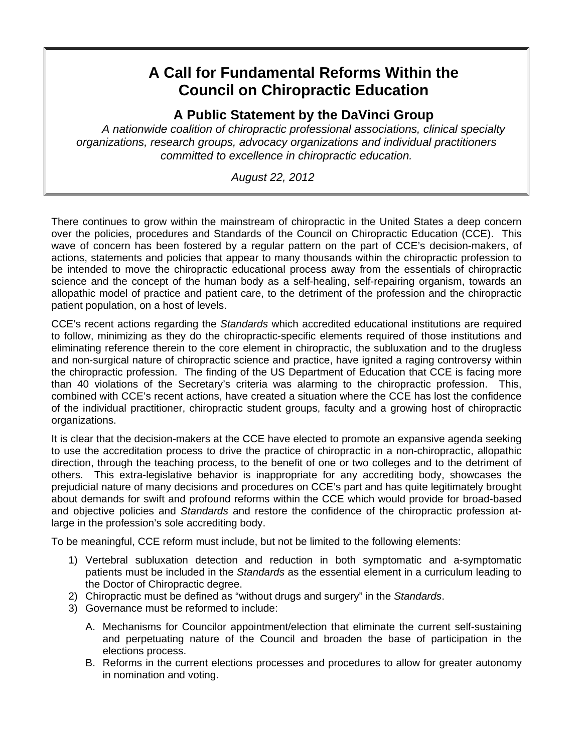# A Call for Fundamental Reforms Within the Council on Chiropractic Education

## A Public Statement by the DaVinci Group

*A nationwide coalition of chiropractic professional associations, clinical specialty organizations, research groups, advocacy organizations and individual practitioners committed to excellence in chiropractic education.*

*August 22, 2012*

There continues to grow within the mainstream of chiropractic in the United States a deep concern over the policies, procedures and Standards of the Council on Chiropractic Education (CCE). This wave of concern has been fostered by a regular pattern on the part of CCE's decision-makers, of actions, statements and policies that appear to many thousands within the chiropractic profession to be intended to move the chiropractic educational process away from the essentials of chiropractic science and the concept of the human body as a self-healing, self-repairing organism, towards an allopathic model of practice and patient care, to the detriment of the profession and the chiropractic patient population, on a host of levels.

CCE's recent actions regarding the *Standards* which accredited educational institutions are required to follow, minimizing as they do the chiropractic-specific elements required of those institutions and eliminating reference therein to the core element in chiropractic, the subluxation and to the drugless and non-surgical nature of chiropractic science and practice, have ignited a raging controversy within the chiropractic profession. The finding of the US Department of Education that CCE is facing more than 40 violations of the Secretary's criteria was alarming to the chiropractic profession. This, combined with CCE's recent actions, have created a situation where the CCE has lost the confidence of the individual practitioner, chiropractic student groups, faculty and a growing host of chiropractic organizations.

It is clear that the decision-makers at the CCE have elected to promote an expansive agenda seeking to use the accreditation process to drive the practice of chiropractic in a non-chiropractic, allopathic direction, through the teaching process, to the benefit of one or two colleges and to the detriment of others. This extra-legislative behavior is inappropriate for any accrediting body, showcases the prejudicial nature of many decisions and procedures on CCE's part and has quite legitimately brought about demands for swift and profound reforms within the CCE which would provide for broad-based and objective policies and *Standards* and restore the confidence of the chiropractic profession at-large in the profession's sole accrediting body.

To be meaningful, CCE reform must include, but not be limited to the following elements:

1) Vertebral subluxation detection and reduction in both symptomatic and a-symptomatic patients must be included in the *Standards* as the essential element in a curriculum leading to the Doctor of Chiropractic degree.
2) Chiropractic must be defined as "without drugs and surgery" in the *Standards*.
3) Governance must be reformed to include:
   A. Mechanisms for Councilor appointment/election that eliminate the current self-sustaining and perpetuating nature of the Council and broaden the base of participation in the elections process.
   B. Reforms in the current elections processes and procedures to allow for greater autonomy in nomination and voting.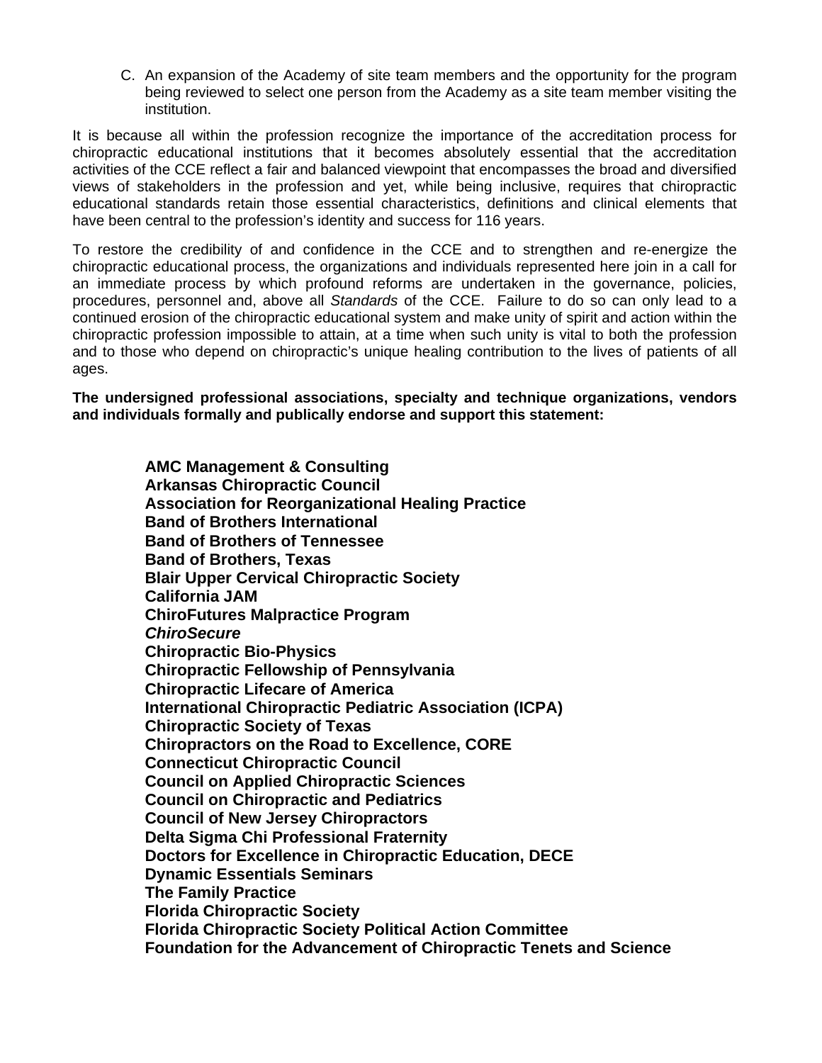C. An expansion of the Academy of site team members and the opportunity for the program being reviewed to select one person from the Academy as a site team member visiting the institution.

It is because all within the profession recognize the importance of the accreditation process for chiropractic educational institutions that it becomes absolutely essential that the accreditation activities of the CCE reflect a fair and balanced viewpoint that encompasses the broad and diversified views of stakeholders in the profession and yet, while being inclusive, requires that chiropractic educational standards retain those essential characteristics, definitions and clinical elements that have been central to the profession's identity and success for 116 years.

To restore the credibility of and confidence in the CCE and to strengthen and re-energize the chiropractic educational process, the organizations and individuals represented here join in a call for an immediate process by which profound reforms are undertaken in the governance, policies, procedures, personnel and, above all *Standards* of the CCE. Failure to do so can only lead to a continued erosion of the chiropractic educational system and make unity of spirit and action within the chiropractic profession impossible to attain, at a time when such unity is vital to both the profession and to those who depend on chiropractic's unique healing contribution to the lives of patients of all ages.

**The undersigned professional associations, specialty and technique organizations, vendors and individuals formally and publically endorse and support this statement:**

**AMC Management & Consulting**
**Arkansas Chiropractic Council**
**Association for Reorganizational Healing Practice**
**Band of Brothers International**
**Band of Brothers of Tennessee**
**Band of Brothers, Texas**
**Blair Upper Cervical Chiropractic Society**
**California JAM**
**ChiroFutures Malpractice Program**
***ChiroSecure***
**Chiropractic Bio-Physics**
**Chiropractic Fellowship of Pennsylvania**
**Chiropractic Lifecare of America**
**International Chiropractic Pediatric Association (ICPA)**
**Chiropractic Society of Texas**
**Chiropractors on the Road to Excellence, CORE**
**Connecticut Chiropractic Council**
**Council on Applied Chiropractic Sciences**
**Council on Chiropractic and Pediatrics**
**Council of New Jersey Chiropractors**
**Delta Sigma Chi Professional Fraternity**
**Doctors for Excellence in Chiropractic Education, DECE**
**Dynamic Essentials Seminars**
**The Family Practice**
**Florida Chiropractic Society**
**Florida Chiropractic Society Political Action Committee**
**Foundation for the Advancement of Chiropractic Tenets and Science**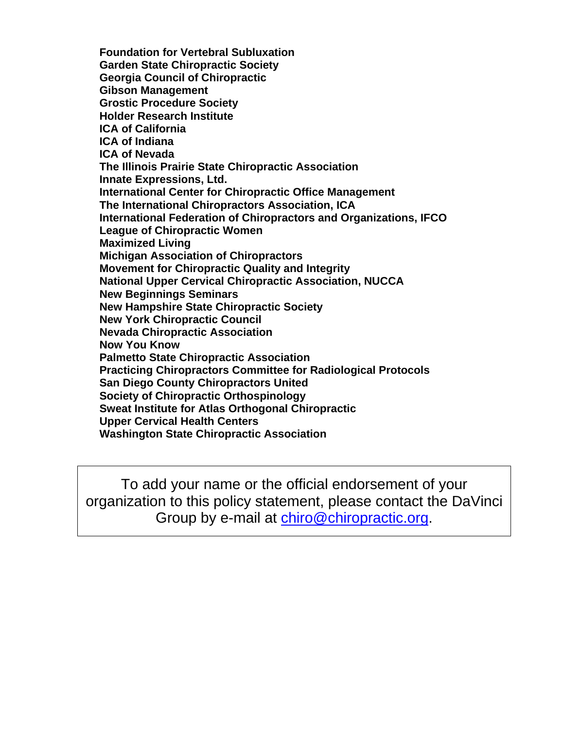**Foundation for Vertebral Subluxation**
**Garden State Chiropractic Society**
**Georgia Council of Chiropractic**
**Gibson Management**
**Grostic Procedure Society**
**Holder Research Institute**
**ICA of California**
**ICA of Indiana**
**ICA of Nevada**
**The Illinois Prairie State Chiropractic Association**
**Innate Expressions, Ltd.**
**International Center for Chiropractic Office Management**
**The International Chiropractors Association, ICA**
**International Federation of Chiropractors and Organizations, IFCO**
**League of Chiropractic Women**
**Maximized Living**
**Michigan Association of Chiropractors**
**Movement for Chiropractic Quality and Integrity**
**National Upper Cervical Chiropractic Association, NUCCA**
**New Beginnings Seminars**
**New Hampshire State Chiropractic Society**
**New York Chiropractic Council**
**Nevada Chiropractic Association**
**Now You Know**
**Palmetto State Chiropractic Association**
**Practicing Chiropractors Committee for Radiological Protocols**
**San Diego County Chiropractors United**
**Society of Chiropractic Orthospinology**
**Sweat Institute for Atlas Orthogonal Chiropractic**
**Upper Cervical Health Centers**
**Washington State Chiropractic Association**

To add your name or the official endorsement of your organization to this policy statement, please contact the DaVinci Group by e-mail at chiro@chiropractic.org.